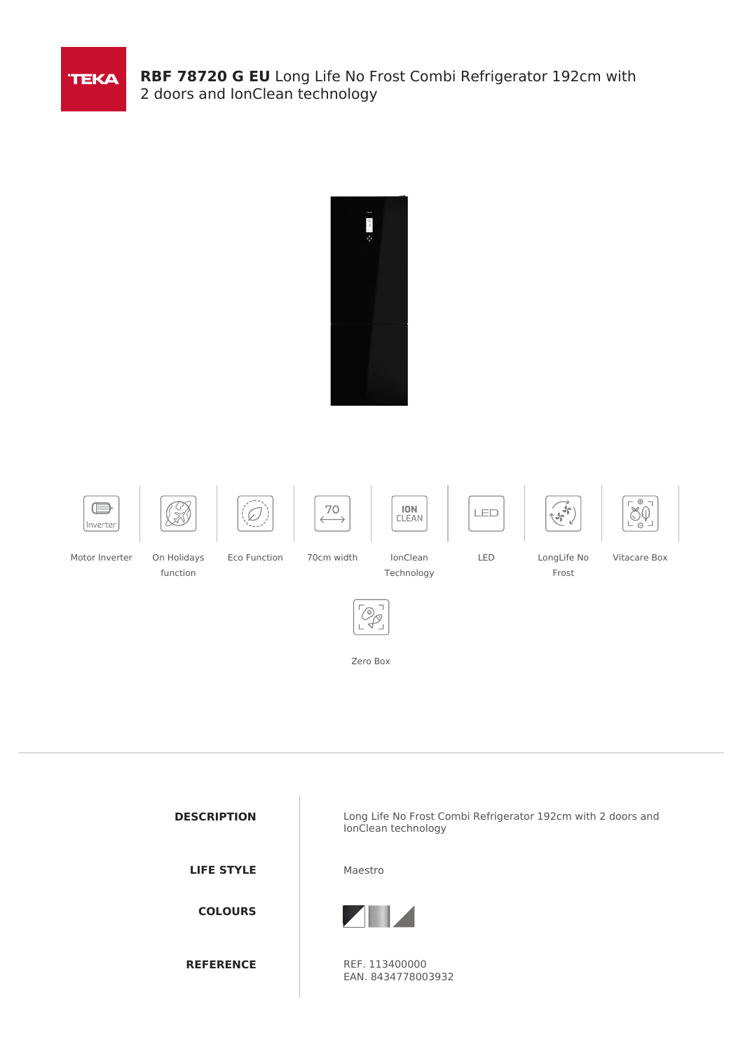# **RBF 78720 G EU** Long Life No Frost Combi Refrigerator 192cm with 2 doors and IonClean technology

- Motor Inverter
- On Holidays function
- Eco Function
- 70cm width
- IonClean Technology
- LED
- LongLife No Frost
- Vitacare Box
- Zero Box

| | |
|---|---|
| **DESCRIPTION** | Long Life No Frost Combi Refrigerator 192cm with 2 doors and IonClean technology |
| **LIFE STYLE** | Maestro |
| **COLOURS** | |
| **REFERENCE** | REF. 113400000<br>EAN. 8434778003932 |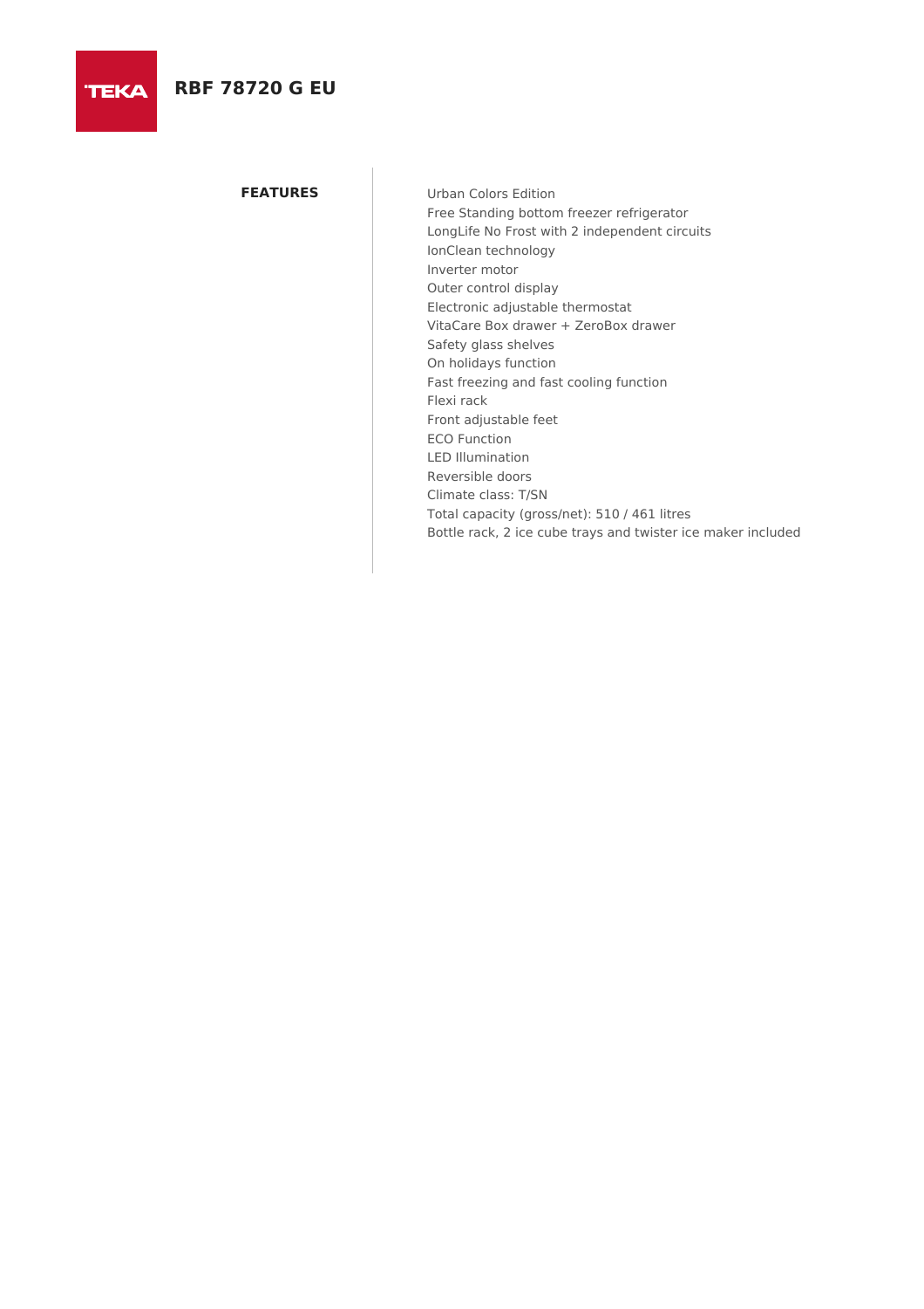# RBF 78720 G EU

## FEATURES

- Urban Colors Edition
- Free Standing bottom freezer refrigerator
- LongLife No Frost with 2 independent circuits
- IonClean technology
- Inverter motor
- Outer control display
- Electronic adjustable thermostat
- VitaCare Box drawer + ZeroBox drawer
- Safety glass shelves
- On holidays function
- Fast freezing and fast cooling function
- Flexi rack
- Front adjustable feet
- ECO Function
- LED Illumination
- Reversible doors
- Climate class: T/SN
- Total capacity (gross/net): 510 / 461 litres
- Bottle rack, 2 ice cube trays and twister ice maker included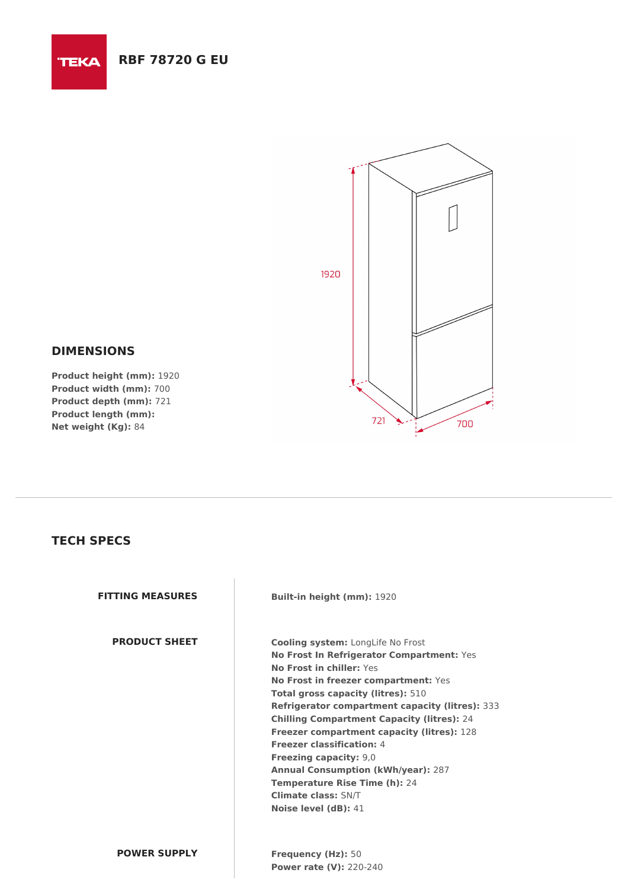TEKA

# RBF 78720 G EU

## DIMENSIONS

**Product height (mm):** 1920
**Product width (mm):** 700
**Product depth (mm):** 721
**Product length (mm):**
**Net weight (Kg):** 84

## TECH SPECS

### FITTING MEASURES

**Built-in height (mm):** 1920

### PRODUCT SHEET

**Cooling system:** LongLife No Frost
**No Frost In Refrigerator Compartment:** Yes
**No Frost in chiller:** Yes
**No Frost in freezer compartment:** Yes
**Total gross capacity (litres):** 510
**Refrigerator compartment capacity (litres):** 333
**Chilling Compartment Capacity (litres):** 24
**Freezer compartment capacity (litres):** 128
**Freezer classification:** 4
**Freezing capacity:** 9,0
**Annual Consumption (kWh/year):** 287
**Temperature Rise Time (h):** 24
**Climate class:** SN/T
**Noise level (dB):** 41

### POWER SUPPLY

**Frequency (Hz):** 50
**Power rate (V):** 220-240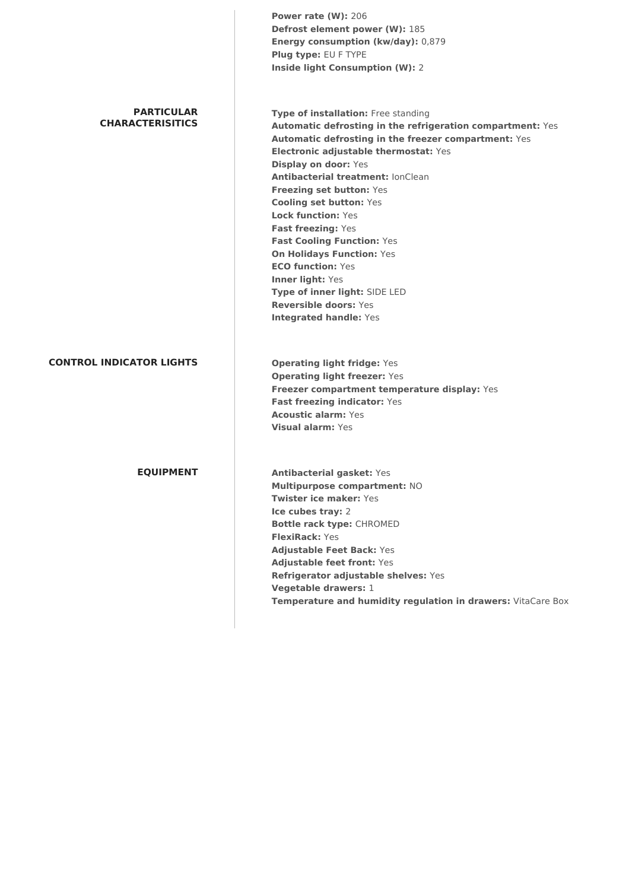**Power rate (W):** 206
**Defrost element power (W):** 185
**Energy consumption (kw/day):** 0,879
**Plug type:** EU F TYPE
**Inside light Consumption (W):** 2

## PARTICULAR CHARACTERISITICS

**Type of installation:** Free standing
**Automatic defrosting in the refrigeration compartment:** Yes
**Automatic defrosting in the freezer compartment:** Yes
**Electronic adjustable thermostat:** Yes
**Display on door:** Yes
**Antibacterial treatment:** IonClean
**Freezing set button:** Yes
**Cooling set button:** Yes
**Lock function:** Yes
**Fast freezing:** Yes
**Fast Cooling Function:** Yes
**On Holidays Function:** Yes
**ECO function:** Yes
**Inner light:** Yes
**Type of inner light:** SIDE LED
**Reversible doors:** Yes
**Integrated handle:** Yes

## CONTROL INDICATOR LIGHTS

**Operating light fridge:** Yes
**Operating light freezer:** Yes
**Freezer compartment temperature display:** Yes
**Fast freezing indicator:** Yes
**Acoustic alarm:** Yes
**Visual alarm:** Yes

## EQUIPMENT

**Antibacterial gasket:** Yes
**Multipurpose compartment:** NO
**Twister ice maker:** Yes
**Ice cubes tray:** 2
**Bottle rack type:** CHROMED
**FlexiRack:** Yes
**Adjustable Feet Back:** Yes
**Adjustable feet front:** Yes
**Refrigerator adjustable shelves:** Yes
**Vegetable drawers:** 1
**Temperature and humidity regulation in drawers:** VitaCare Box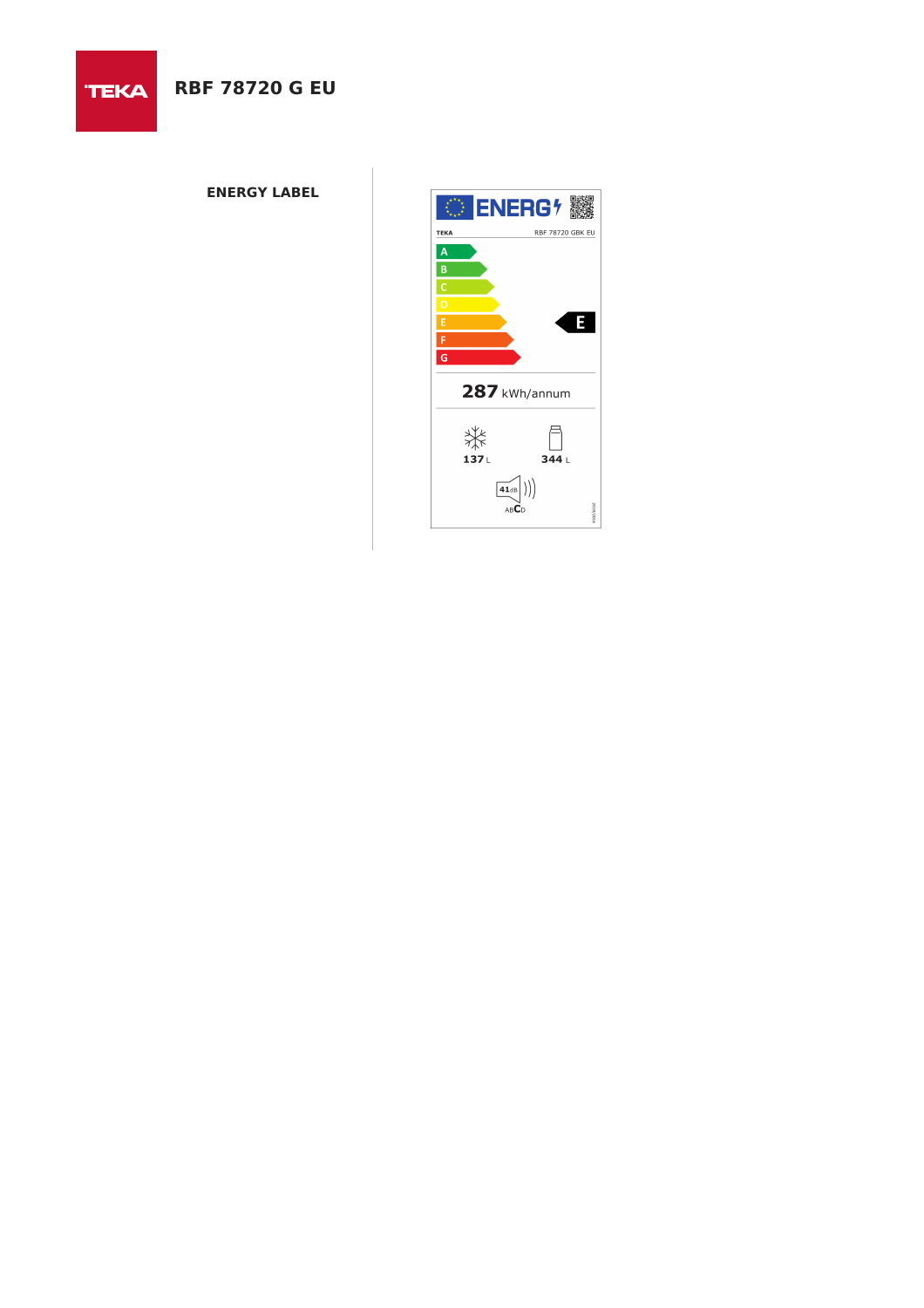TEKA

# RBF 78720 G EU

## ENERGY LABEL

ENERG

TEKA

RBF 78720 GBK EU

A

B

C

D

E

F

G

E

287 kWh/annum

137 L

344 L

41 dB

ABCD